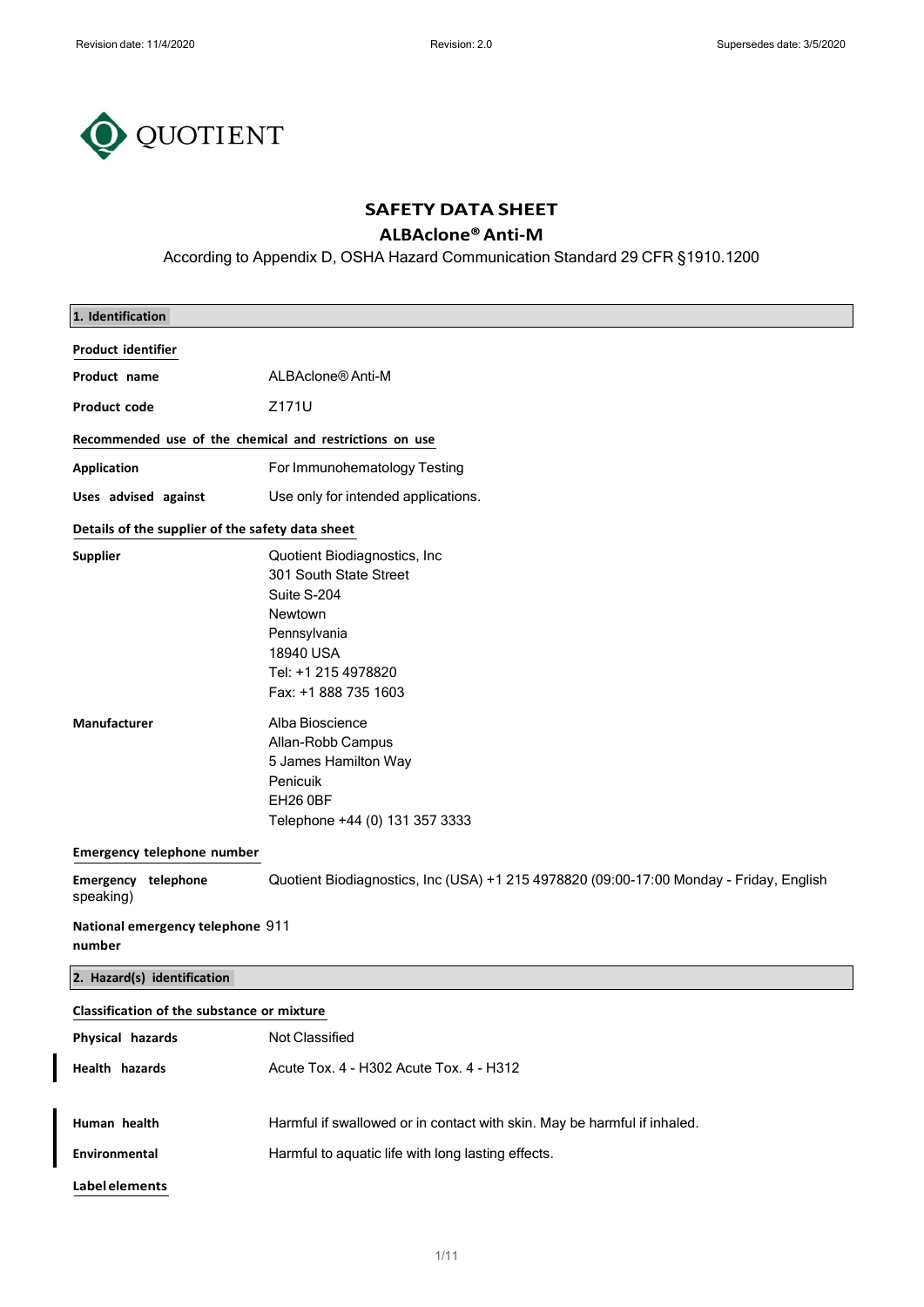QUOTIENT

# SAFETY DATA SHEET

## ALBAclone® Anti-M

According to Appendix D, OSHA Hazard Communication Standard 29 CFR §1910.1200

### 1. Identification

**Product identifier**

| | |
|---|---|
| **Product name** | ALBAclone® Anti-M |
| **Product code** | Z171U |

**Recommended use of the chemical and restrictions on use**

| | |
|---|---|
| **Application** | For Immunohematology Testing |
| **Uses advised against** | Use only for intended applications. |

**Details of the supplier of the safety data sheet**

**Supplier**

Quotient Biodiagnostics, Inc
301 South State Street
Suite S-204
Newtown
Pennsylvania
18940 USA
Tel: +1 215 4978820
Fax: +1 888 735 1603

**Manufacturer**

Alba Bioscience
Allan-Robb Campus
5 James Hamilton Way
Penicuik
EH26 0BF
Telephone +44 (0) 131 357 3333

**Emergency telephone number**

| | |
|---|---|
| **Emergency telephone** | Quotient Biodiagnostics, Inc (USA) +1 215 4978820 (09:00-17:00 Monday - Friday, English speaking) |
| **National emergency telephone number** | 911 |

### 2. Hazard(s) identification

**Classification of the substance or mixture**

| | |
|---|---|
| **Physical hazards** | Not Classified |
| **Health hazards** | Acute Tox. 4 - H302 Acute Tox. 4 - H312 |
| **Human health** | Harmful if swallowed or in contact with skin. May be harmful if inhaled. |
| **Environmental** | Harmful to aquatic life with long lasting effects. |

**Label elements**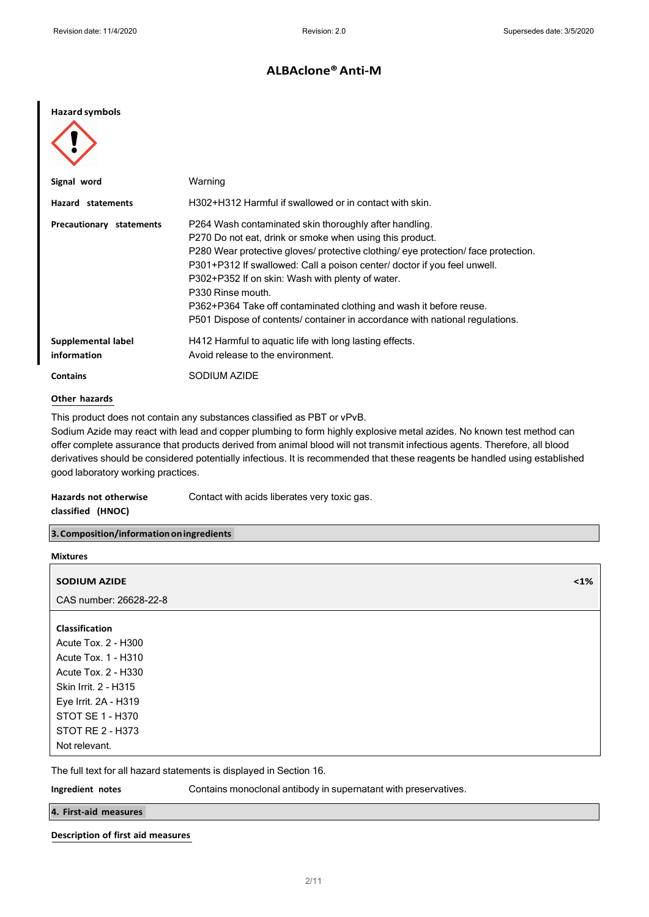# ALBAclone® Anti-M

**Hazard symbols**

| | |
|---|---|
| **Signal word** | Warning |
| **Hazard statements** | H302+H312 Harmful if swallowed or in contact with skin. |
| **Precautionary statements** | P264 Wash contaminated skin thoroughly after handling.<br>P270 Do not eat, drink or smoke when using this product.<br>P280 Wear protective gloves/ protective clothing/ eye protection/ face protection.<br>P301+P312 If swallowed: Call a poison center/ doctor if you feel unwell.<br>P302+P352 If on skin: Wash with plenty of water.<br>P330 Rinse mouth.<br>P362+P364 Take off contaminated clothing and wash it before reuse.<br>P501 Dispose of contents/ container in accordance with national regulations. |
| **Supplemental label information** | H412 Harmful to aquatic life with long lasting effects.<br>Avoid release to the environment. |
| **Contains** | SODIUM AZIDE |

**Other hazards**

This product does not contain any substances classified as PBT or vPvB.
Sodium Azide may react with lead and copper plumbing to form highly explosive metal azides. No known test method can offer complete assurance that products derived from animal blood will not transmit infectious agents. Therefore, all blood derivatives should be considered potentially infectious. It is recommended that these reagents be handled using established good laboratory working practices.

**Hazards not otherwise classified (HNOC)** Contact with acids liberates very toxic gas.

## 3. Composition/information on ingredients

**Mixtures**

**SODIUM AZIDE** <1%

CAS number: 26628-22-8

**Classification**
Acute Tox. 2 - H300
Acute Tox. 1 - H310
Acute Tox. 2 - H330
Skin Irrit. 2 - H315
Eye Irrit. 2A - H319
STOT SE 1 - H370
STOT RE 2 - H373
Not relevant.

The full text for all hazard statements is displayed in Section 16.

**Ingredient notes** Contains monoclonal antibody in supernatant with preservatives.

## 4. First-aid measures

**Description of first aid measures**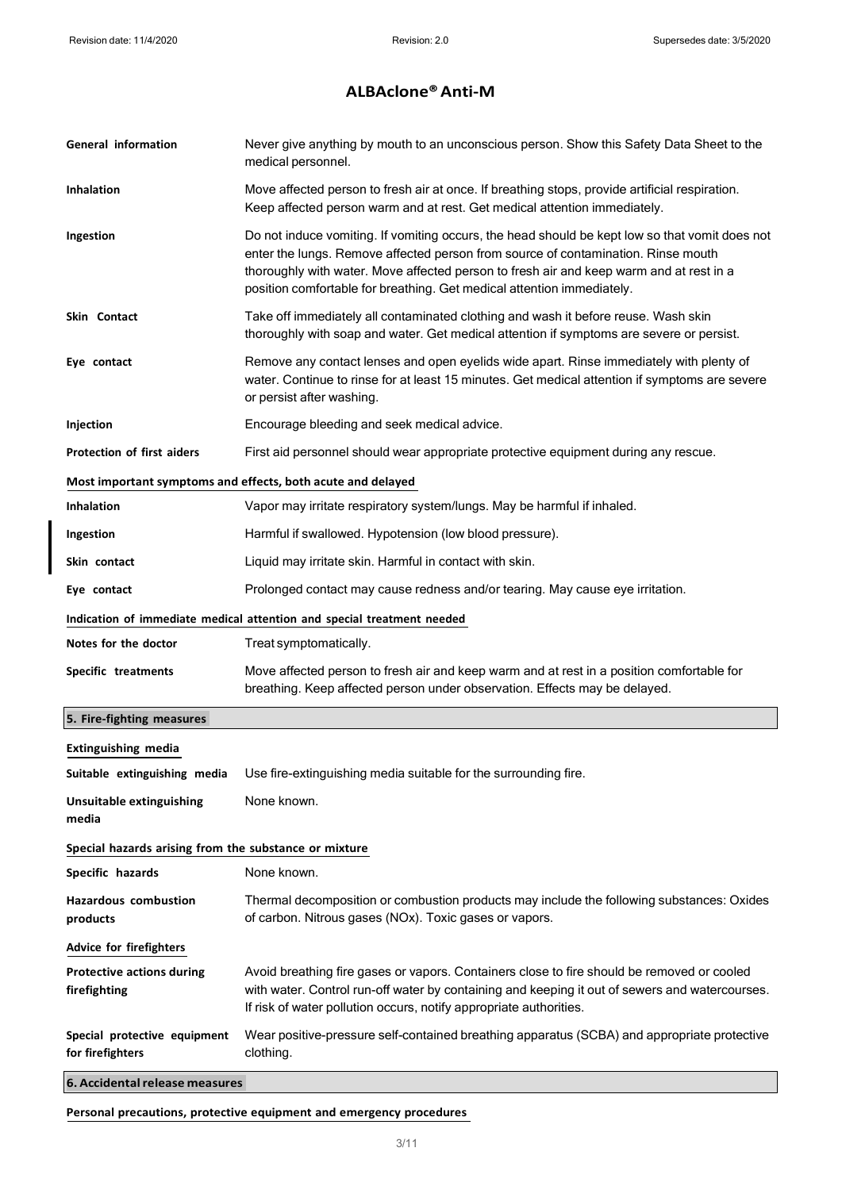| | |
|---|---|
| **General information** | Never give anything by mouth to an unconscious person. Show this Safety Data Sheet to the medical personnel. |
| **Inhalation** | Move affected person to fresh air at once. If breathing stops, provide artificial respiration. Keep affected person warm and at rest. Get medical attention immediately. |
| **Ingestion** | Do not induce vomiting. If vomiting occurs, the head should be kept low so that vomit does not enter the lungs. Remove affected person from source of contamination. Rinse mouth thoroughly with water. Move affected person to fresh air and keep warm and at rest in a position comfortable for breathing. Get medical attention immediately. |
| **Skin Contact** | Take off immediately all contaminated clothing and wash it before reuse. Wash skin thoroughly with soap and water. Get medical attention if symptoms are severe or persist. |
| **Eye contact** | Remove any contact lenses and open eyelids wide apart. Rinse immediately with plenty of water. Continue to rinse for at least 15 minutes. Get medical attention if symptoms are severe or persist after washing. |
| **Injection** | Encourage bleeding and seek medical advice. |
| **Protection of first aiders** | First aid personnel should wear appropriate protective equipment during any rescue. |

**Most important symptoms and effects, both acute and delayed**

| | |
|---|---|
| **Inhalation** | Vapor may irritate respiratory system/lungs. May be harmful if inhaled. |
| **Ingestion** | Harmful if swallowed. Hypotension (low blood pressure). |
| **Skin contact** | Liquid may irritate skin. Harmful in contact with skin. |
| **Eye contact** | Prolonged contact may cause redness and/or tearing. May cause eye irritation. |

**Indication of immediate medical attention and special treatment needed**

| | |
|---|---|
| **Notes for the doctor** | Treat symptomatically. |
| **Specific treatments** | Move affected person to fresh air and keep warm and at rest in a position comfortable for breathing. Keep affected person under observation. Effects may be delayed. |

## 5. Fire-fighting measures

**Extinguishing media**

| | |
|---|---|
| **Suitable extinguishing media** | Use fire-extinguishing media suitable for the surrounding fire. |
| **Unsuitable extinguishing media** | None known. |

**Special hazards arising from the substance or mixture**

| | |
|---|---|
| **Specific hazards** | None known. |
| **Hazardous combustion products** | Thermal decomposition or combustion products may include the following substances: Oxides of carbon. Nitrous gases (NOx). Toxic gases or vapors. |

**Advice for firefighters**

| | |
|---|---|
| **Protective actions during firefighting** | Avoid breathing fire gases or vapors. Containers close to fire should be removed or cooled with water. Control run-off water by containing and keeping it out of sewers and watercourses. If risk of water pollution occurs, notify appropriate authorities. |
| **Special protective equipment for firefighters** | Wear positive-pressure self-contained breathing apparatus (SCBA) and appropriate protective clothing. |

## 6. Accidental release measures

**Personal precautions, protective equipment and emergency procedures**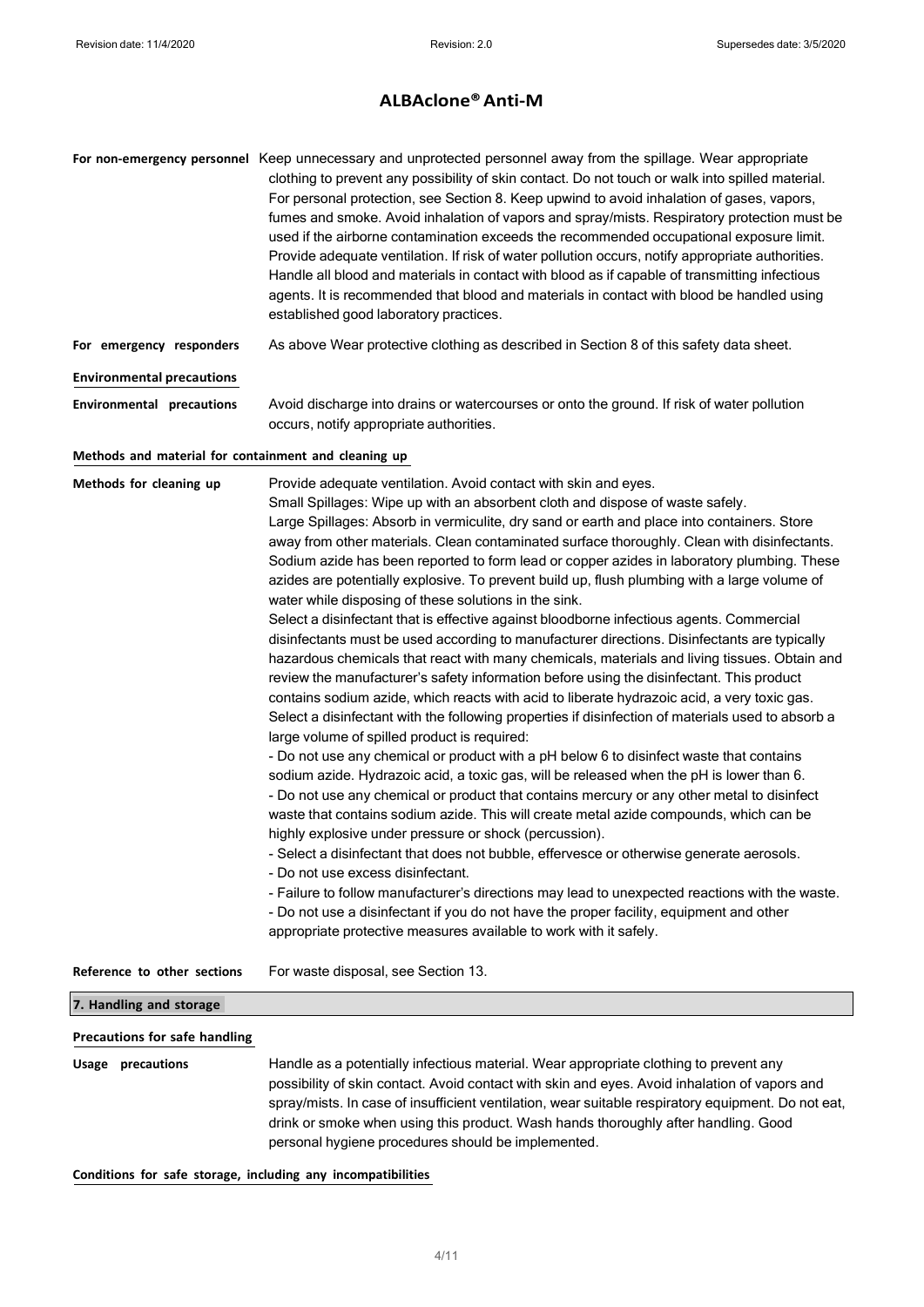# ALBAclone® Anti-M

**For non-emergency personnel** Keep unnecessary and unprotected personnel away from the spillage. Wear appropriate clothing to prevent any possibility of skin contact. Do not touch or walk into spilled material. For personal protection, see Section 8. Keep upwind to avoid inhalation of gases, vapors, fumes and smoke. Avoid inhalation of vapors and spray/mists. Respiratory protection must be used if the airborne contamination exceeds the recommended occupational exposure limit. Provide adequate ventilation. If risk of water pollution occurs, notify appropriate authorities. Handle all blood and materials in contact with blood as if capable of transmitting infectious agents. It is recommended that blood and materials in contact with blood be handled using established good laboratory practices.

**For emergency responders** As above Wear protective clothing as described in Section 8 of this safety data sheet.

**Environmental precautions**

**Environmental precautions** Avoid discharge into drains or watercourses or onto the ground. If risk of water pollution occurs, notify appropriate authorities.

**Methods and material for containment and cleaning up**

**Methods for cleaning up** Provide adequate ventilation. Avoid contact with skin and eyes.
Small Spillages: Wipe up with an absorbent cloth and dispose of waste safely.
Large Spillages: Absorb in vermiculite, dry sand or earth and place into containers. Store away from other materials. Clean contaminated surface thoroughly. Clean with disinfectants. Sodium azide has been reported to form lead or copper azides in laboratory plumbing. These azides are potentially explosive. To prevent build up, flush plumbing with a large volume of water while disposing of these solutions in the sink.
Select a disinfectant that is effective against bloodborne infectious agents. Commercial disinfectants must be used according to manufacturer directions. Disinfectants are typically hazardous chemicals that react with many chemicals, materials and living tissues. Obtain and review the manufacturer's safety information before using the disinfectant. This product contains sodium azide, which reacts with acid to liberate hydrazoic acid, a very toxic gas. Select a disinfectant with the following properties if disinfection of materials used to absorb a large volume of spilled product is required:
- Do not use any chemical or product with a pH below 6 to disinfect waste that contains sodium azide. Hydrazoic acid, a toxic gas, will be released when the pH is lower than 6.
- Do not use any chemical or product that contains mercury or any other metal to disinfect waste that contains sodium azide. This will create metal azide compounds, which can be highly explosive under pressure or shock (percussion).
- Select a disinfectant that does not bubble, effervesce or otherwise generate aerosols.
- Do not use excess disinfectant.
- Failure to follow manufacturer's directions may lead to unexpected reactions with the waste.
- Do not use a disinfectant if you do not have the proper facility, equipment and other appropriate protective measures available to work with it safely.

**Reference to other sections** For waste disposal, see Section 13.

## 7. Handling and storage

**Precautions for safe handling**

**Usage precautions** Handle as a potentially infectious material. Wear appropriate clothing to prevent any possibility of skin contact. Avoid contact with skin and eyes. Avoid inhalation of vapors and spray/mists. In case of insufficient ventilation, wear suitable respiratory equipment. Do not eat, drink or smoke when using this product. Wash hands thoroughly after handling. Good personal hygiene procedures should be implemented.

**Conditions for safe storage, including any incompatibilities**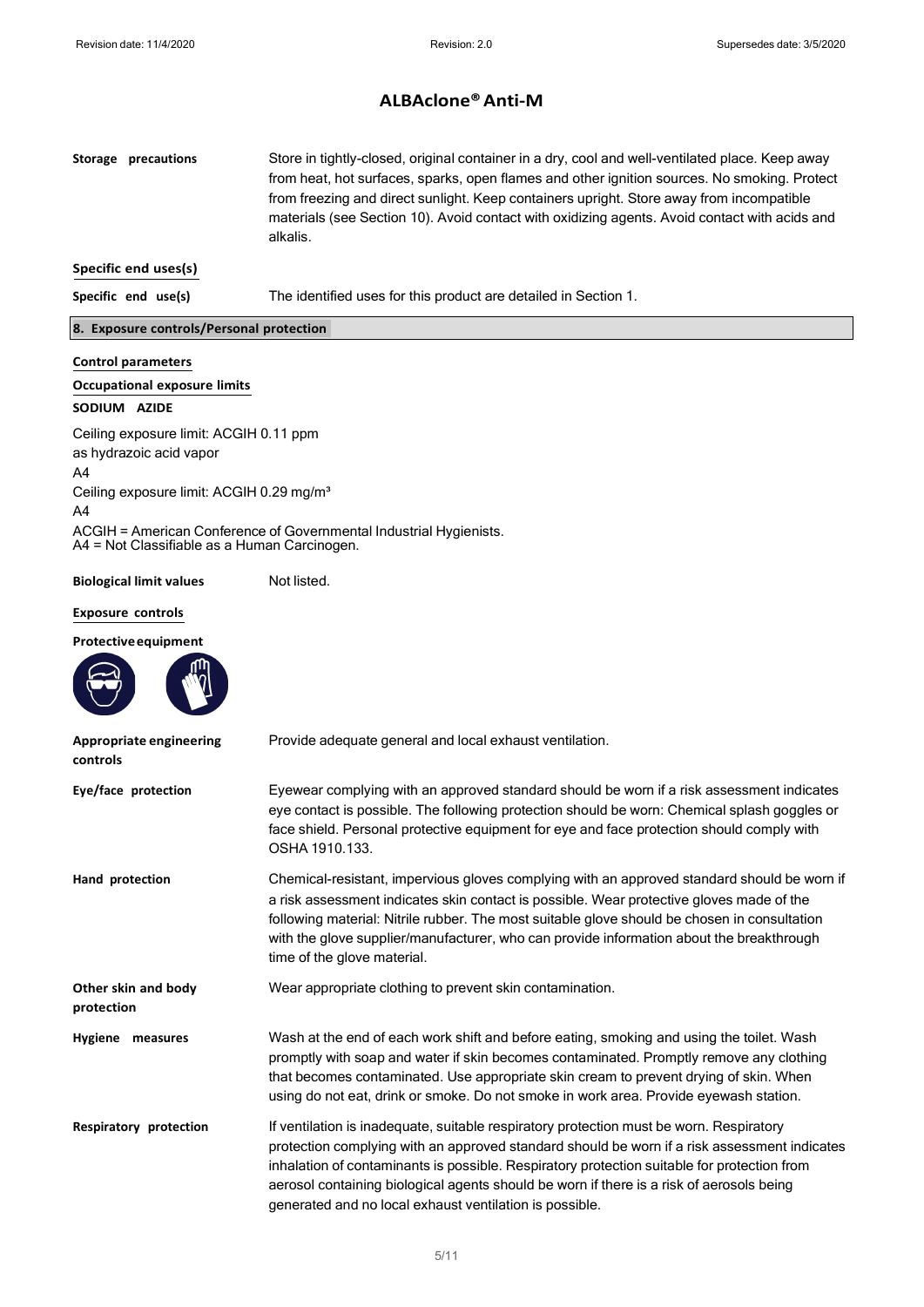# ALBAclone® Anti-M

| | |
|---|---|
| **Storage precautions** | Store in tightly-closed, original container in a dry, cool and well-ventilated place. Keep away from heat, hot surfaces, sparks, open flames and other ignition sources. No smoking. Protect from freezing and direct sunlight. Keep containers upright. Store away from incompatible materials (see Section 10). Avoid contact with oxidizing agents. Avoid contact with acids and alkalis. |

**Specific end uses(s)**

| | |
|---|---|
| **Specific end use(s)** | The identified uses for this product are detailed in Section 1. |

## 8. Exposure controls/Personal protection

**Control parameters**

**Occupational exposure limits**

**SODIUM AZIDE**

Ceiling exposure limit: ACGIH 0.11 ppm
as hydrazoic acid vapor
A4
Ceiling exposure limit: ACGIH 0.29 mg/m³
A4
ACGIH = American Conference of Governmental Industrial Hygienists.
A4 = Not Classifiable as a Human Carcinogen.

| | |
|---|---|
| **Biological limit values** | Not listed. |

**Exposure controls**

**Protective equipment**

| | |
|---|---|
| **Appropriate engineering controls** | Provide adequate general and local exhaust ventilation. |
| **Eye/face protection** | Eyewear complying with an approved standard should be worn if a risk assessment indicates eye contact is possible. The following protection should be worn: Chemical splash goggles or face shield. Personal protective equipment for eye and face protection should comply with OSHA 1910.133. |
| **Hand protection** | Chemical-resistant, impervious gloves complying with an approved standard should be worn if a risk assessment indicates skin contact is possible. Wear protective gloves made of the following material: Nitrile rubber. The most suitable glove should be chosen in consultation with the glove supplier/manufacturer, who can provide information about the breakthrough time of the glove material. |
| **Other skin and body protection** | Wear appropriate clothing to prevent skin contamination. |
| **Hygiene measures** | Wash at the end of each work shift and before eating, smoking and using the toilet. Wash promptly with soap and water if skin becomes contaminated. Promptly remove any clothing that becomes contaminated. Use appropriate skin cream to prevent drying of skin. When using do not eat, drink or smoke. Do not smoke in work area. Provide eyewash station. |
| **Respiratory protection** | If ventilation is inadequate, suitable respiratory protection must be worn. Respiratory protection complying with an approved standard should be worn if a risk assessment indicates inhalation of contaminants is possible. Respiratory protection suitable for protection from aerosol containing biological agents should be worn if there is a risk of aerosols being generated and no local exhaust ventilation is possible. |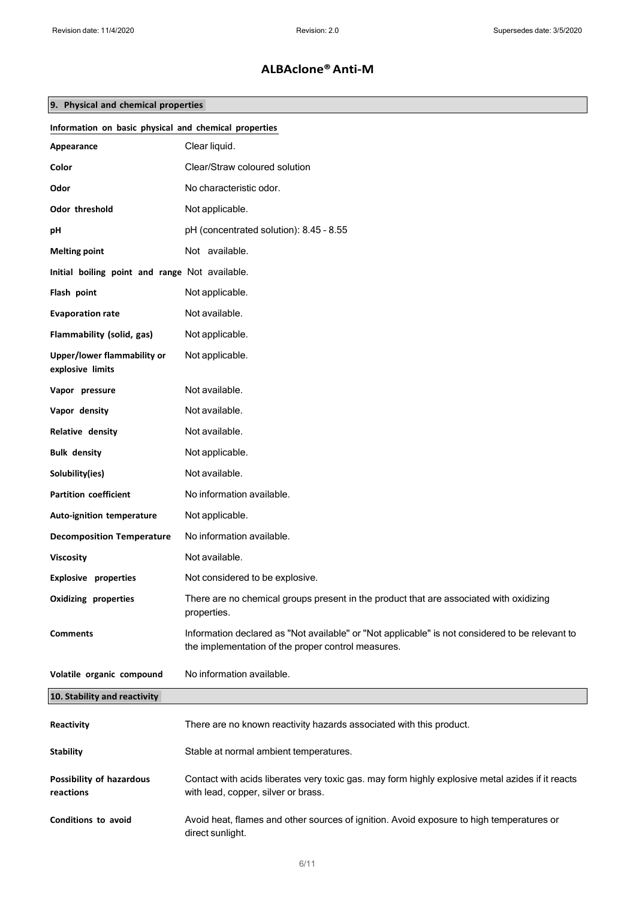# ALBAclone® Anti-M

## 9. Physical and chemical properties

### Information on basic physical and chemical properties

| | |
|---|---|
| **Appearance** | Clear liquid. |
| **Color** | Clear/Straw coloured solution |
| **Odor** | No characteristic odor. |
| **Odor threshold** | Not applicable. |
| **pH** | pH (concentrated solution): 8.45 - 8.55 |
| **Melting point** | Not available. |
| **Initial boiling point and range** | Not available. |
| **Flash point** | Not applicable. |
| **Evaporation rate** | Not available. |
| **Flammability (solid, gas)** | Not applicable. |
| **Upper/lower flammability or explosive limits** | Not applicable. |
| **Vapor pressure** | Not available. |
| **Vapor density** | Not available. |
| **Relative density** | Not available. |
| **Bulk density** | Not applicable. |
| **Solubility(ies)** | Not available. |
| **Partition coefficient** | No information available. |
| **Auto-ignition temperature** | Not applicable. |
| **Decomposition Temperature** | No information available. |
| **Viscosity** | Not available. |
| **Explosive properties** | Not considered to be explosive. |
| **Oxidizing properties** | There are no chemical groups present in the product that are associated with oxidizing properties. |
| **Comments** | Information declared as "Not available" or "Not applicable" is not considered to be relevant to the implementation of the proper control measures. |
| **Volatile organic compound** | No information available. |

## 10. Stability and reactivity

| | |
|---|---|
| **Reactivity** | There are no known reactivity hazards associated with this product. |
| **Stability** | Stable at normal ambient temperatures. |
| **Possibility of hazardous reactions** | Contact with acids liberates very toxic gas. may form highly explosive metal azides if it reacts with lead, copper, silver or brass. |
| **Conditions to avoid** | Avoid heat, flames and other sources of ignition. Avoid exposure to high temperatures or direct sunlight. |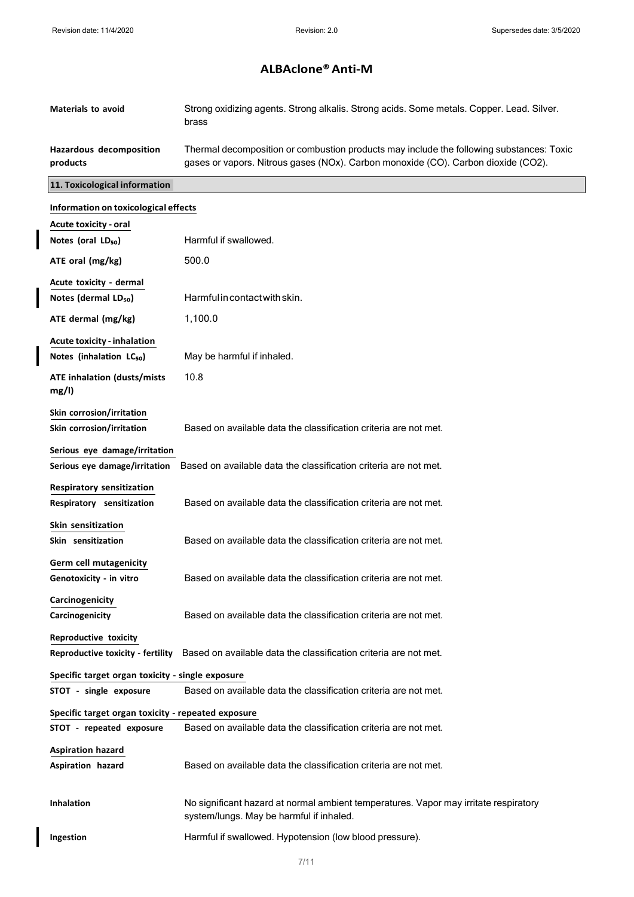# ALBAclone® Anti-M

**Materials to avoid** Strong oxidizing agents. Strong alkalis. Strong acids. Some metals. Copper. Lead. Silver. brass

**Hazardous decomposition products** Thermal decomposition or combustion products may include the following substances: Toxic gases or vapors. Nitrous gases (NOx). Carbon monoxide (CO). Carbon dioxide ($CO_2$).

## 11. Toxicological information

### Information on toxicological effects

**Acute toxicity - oral**

**Notes (oral $LD_{50}$)** Harmful if swallowed.

**ATE oral (mg/kg)** 500.0

**Acute toxicity - dermal**

**Notes (dermal $LD_{50}$)** Harmful in contact with skin.

**ATE dermal (mg/kg)** 1,100.0

**Acute toxicity - inhalation**

**Notes (inhalation $LC_{50}$)** May be harmful if inhaled.

**ATE inhalation (dusts/mists mg/l)** 10.8

**Skin corrosion/irritation**

**Skin corrosion/irritation** Based on available data the classification criteria are not met.

**Serious eye damage/irritation**

**Serious eye damage/irritation** Based on available data the classification criteria are not met.

**Respiratory sensitization**

**Respiratory sensitization** Based on available data the classification criteria are not met.

**Skin sensitization**

**Skin sensitization** Based on available data the classification criteria are not met.

**Germ cell mutagenicity**

**Genotoxicity - in vitro** Based on available data the classification criteria are not met.

**Carcinogenicity**

**Carcinogenicity** Based on available data the classification criteria are not met.

**Reproductive toxicity**

**Reproductive toxicity - fertility** Based on available data the classification criteria are not met.

**Specific target organ toxicity - single exposure**

**STOT - single exposure** Based on available data the classification criteria are not met.

**Specific target organ toxicity - repeated exposure**

**STOT - repeated exposure** Based on available data the classification criteria are not met.

**Aspiration hazard**

**Aspiration hazard** Based on available data the classification criteria are not met.

**Inhalation** No significant hazard at normal ambient temperatures. Vapor may irritate respiratory system/lungs. May be harmful if inhaled.

**Ingestion** Harmful if swallowed. Hypotension (low blood pressure).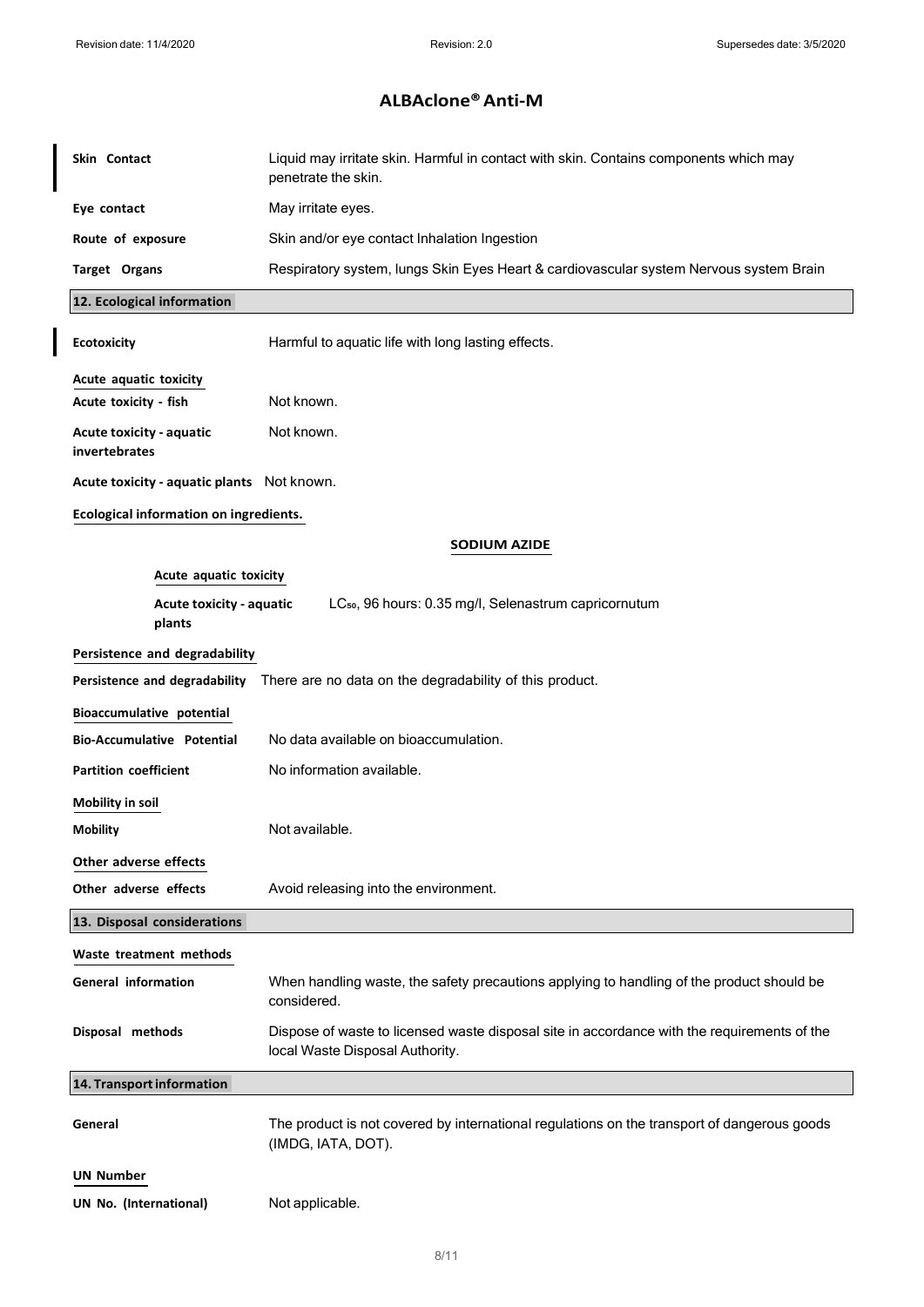# ALBAclone® Anti-M

| | |
|---|---|
| **Skin Contact** | Liquid may irritate skin. Harmful in contact with skin. Contains components which may penetrate the skin. |
| **Eye contact** | May irritate eyes. |
| **Route of exposure** | Skin and/or eye contact Inhalation Ingestion |
| **Target Organs** | Respiratory system, lungs Skin Eyes Heart & cardiovascular system Nervous system Brain |

## 12. Ecological information

**Ecotoxicity** Harmful to aquatic life with long lasting effects.

**Acute aquatic toxicity**

**Acute toxicity - fish** Not known.

**Acute toxicity - aquatic invertebrates** Not known.

**Acute toxicity - aquatic plants** Not known.

**Ecological information on ingredients.**

**SODIUM AZIDE**

**Acute aquatic toxicity**

**Acute toxicity - aquatic plants** $LC_{50}$, 96 hours: 0.35 mg/l, Selenastrum capricornutum

**Persistence and degradability**

**Persistence and degradability** There are no data on the degradability of this product.

**Bioaccumulative potential**

**Bio-Accumulative Potential** No data available on bioaccumulation.

**Partition coefficient** No information available.

**Mobility in soil**

**Mobility** Not available.

**Other adverse effects**

**Other adverse effects** Avoid releasing into the environment.

## 13. Disposal considerations

**Waste treatment methods**

**General information** When handling waste, the safety precautions applying to handling of the product should be considered.

**Disposal methods** Dispose of waste to licensed waste disposal site in accordance with the requirements of the local Waste Disposal Authority.

## 14. Transport information

**General** The product is not covered by international regulations on the transport of dangerous goods (IMDG, IATA, DOT).

**UN Number**

**UN No. (International)** Not applicable.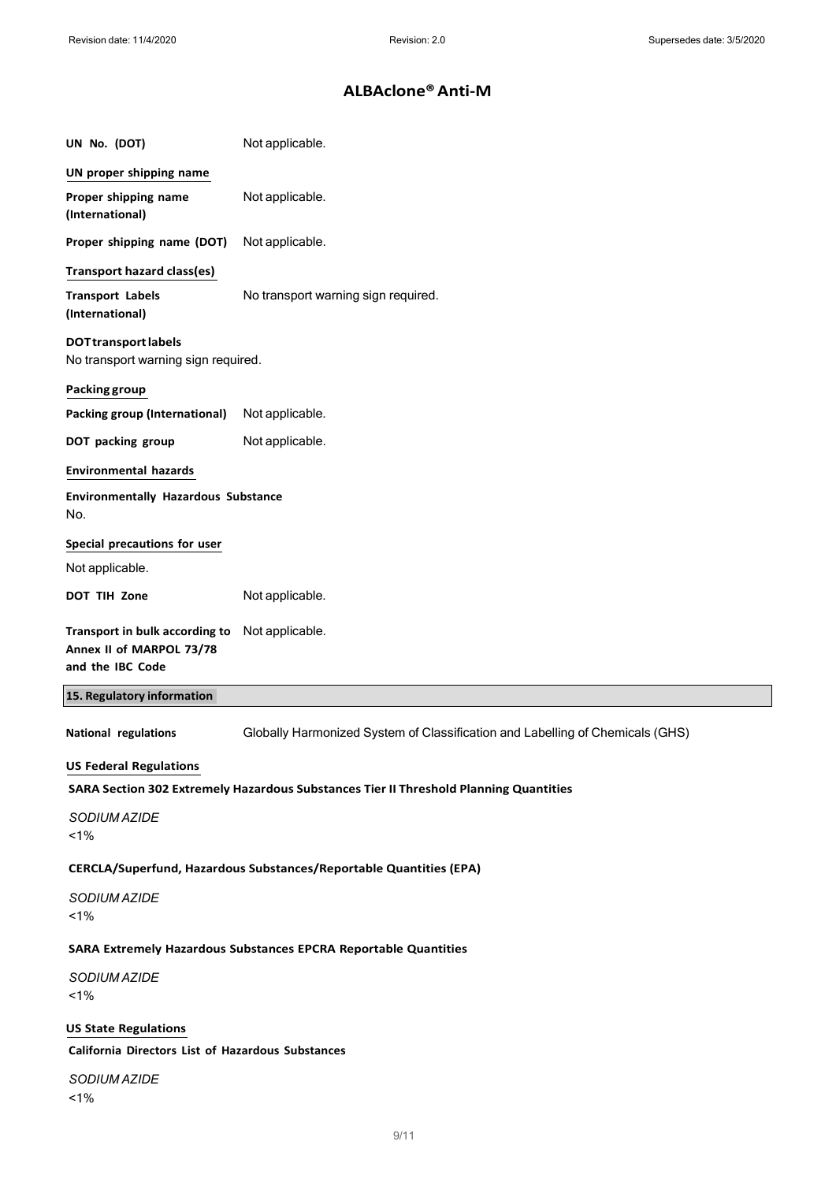**UN No. (DOT)** Not applicable.

**UN proper shipping name**

**Proper shipping name (International)** Not applicable.

**Proper shipping name (DOT)** Not applicable.

**Transport hazard class(es)**

**Transport Labels (International)** No transport warning sign required.

**DOT transport labels**
No transport warning sign required.

**Packing group**

**Packing group (International)** Not applicable.

**DOT packing group** Not applicable.

**Environmental hazards**

**Environmentally Hazardous Substance**
No.

**Special precautions for user**

Not applicable.

**DOT TIH Zone** Not applicable.

**Transport in bulk according to Annex II of MARPOL 73/78 and the IBC Code** Not applicable.

## 15. Regulatory information

**National regulations** Globally Harmonized System of Classification and Labelling of Chemicals (GHS)

**US Federal Regulations**

**SARA Section 302 Extremely Hazardous Substances Tier II Threshold Planning Quantities**

*SODIUM AZIDE*
<1%

**CERCLA/Superfund, Hazardous Substances/Reportable Quantities (EPA)**

*SODIUM AZIDE*
<1%

**SARA Extremely Hazardous Substances EPCRA Reportable Quantities**

*SODIUM AZIDE*
<1%

**US State Regulations**

**California Directors List of Hazardous Substances**

*SODIUM AZIDE*
<1%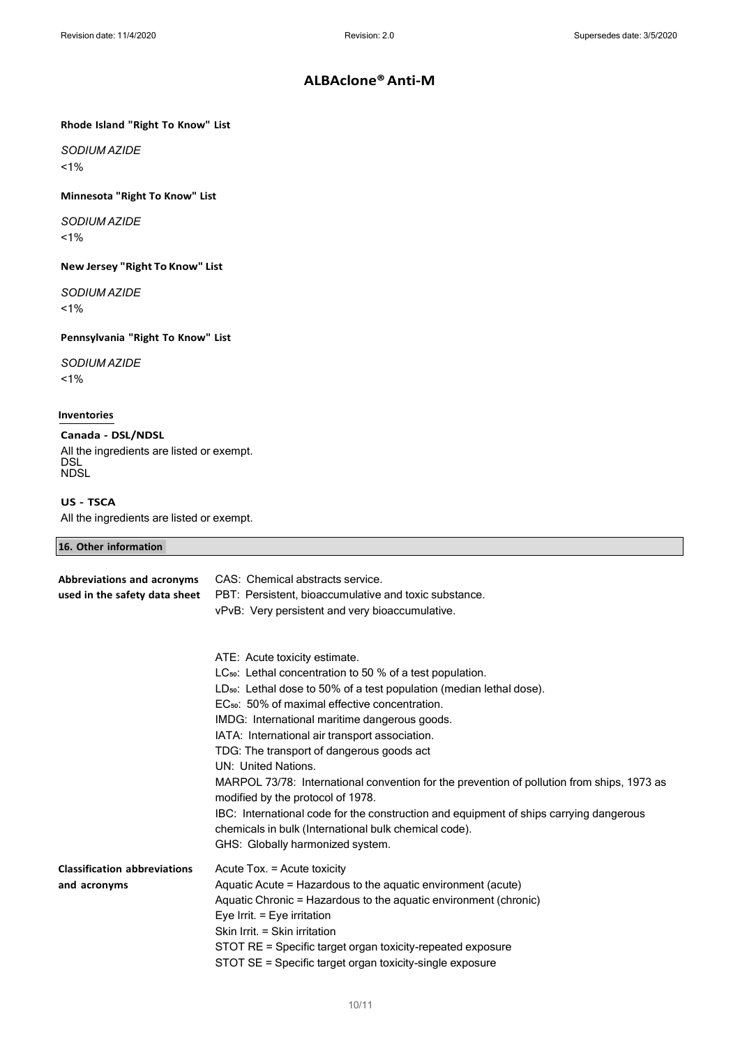**Rhode Island "Right To Know" List**

*SODIUM AZIDE*

<1%

**Minnesota "Right To Know" List**

*SODIUM AZIDE*

<1%

**New Jersey "Right To Know" List**

*SODIUM AZIDE*

<1%

**Pennsylvania "Right To Know" List**

*SODIUM AZIDE*

<1%

**Inventories**

**Canada - DSL/NDSL**

All the ingredients are listed or exempt.
DSL
NDSL

**US - TSCA**

All the ingredients are listed or exempt.

## 16. Other information

**Abbreviations and acronyms used in the safety data sheet**

CAS: Chemical abstracts service.
PBT: Persistent, bioaccumulative and toxic substance.
vPvB: Very persistent and very bioaccumulative.

ATE: Acute toxicity estimate.
$LC_{50}$: Lethal concentration to 50 % of a test population.
$LD_{50}$: Lethal dose to 50% of a test population (median lethal dose).
$EC_{50}$: 50% of maximal effective concentration.
IMDG: International maritime dangerous goods.
IATA: International air transport association.
TDG: The transport of dangerous goods act
UN: United Nations.
MARPOL 73/78: International convention for the prevention of pollution from ships, 1973 as modified by the protocol of 1978.
IBC: International code for the construction and equipment of ships carrying dangerous chemicals in bulk (International bulk chemical code).
GHS: Globally harmonized system.

**Classification abbreviations and acronyms**

Acute Tox. = Acute toxicity
Aquatic Acute = Hazardous to the aquatic environment (acute)
Aquatic Chronic = Hazardous to the aquatic environment (chronic)
Eye Irrit. = Eye irritation
Skin Irrit. = Skin irritation
STOT RE = Specific target organ toxicity-repeated exposure
STOT SE = Specific target organ toxicity-single exposure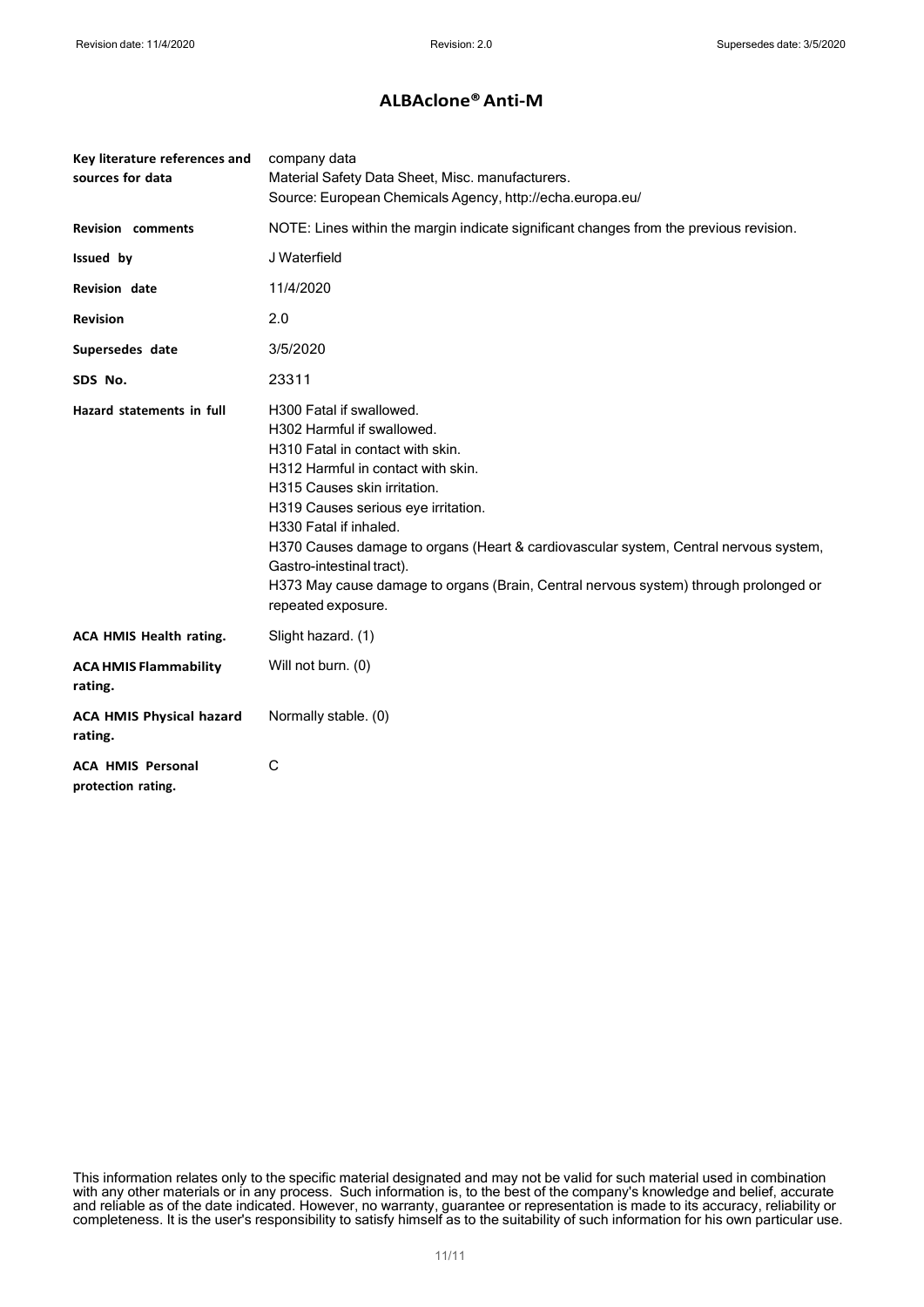# ALBAclone® Anti-M

| | |
|---|---|
| **Key literature references and sources for data** | company data<br>Material Safety Data Sheet, Misc. manufacturers.<br>Source: European Chemicals Agency, http://echa.europa.eu/ |
| **Revision comments** | NOTE: Lines within the margin indicate significant changes from the previous revision. |
| **Issued by** | J Waterfield |
| **Revision date** | 11/4/2020 |
| **Revision** | 2.0 |
| **Supersedes date** | 3/5/2020 |
| **SDS No.** | 23311 |
| **Hazard statements in full** | H300 Fatal if swallowed.<br>H302 Harmful if swallowed.<br>H310 Fatal in contact with skin.<br>H312 Harmful in contact with skin.<br>H315 Causes skin irritation.<br>H319 Causes serious eye irritation.<br>H330 Fatal if inhaled.<br>H370 Causes damage to organs (Heart & cardiovascular system, Central nervous system, Gastro-intestinal tract).<br>H373 May cause damage to organs (Brain, Central nervous system) through prolonged or repeated exposure. |
| **ACA HMIS Health rating.** | Slight hazard. (1) |
| **ACA HMIS Flammability rating.** | Will not burn. (0) |
| **ACA HMIS Physical hazard rating.** | Normally stable. (0) |
| **ACA HMIS Personal protection rating.** | C |

This information relates only to the specific material designated and may not be valid for such material used in combination with any other materials or in any process. Such information is, to the best of the company's knowledge and belief, accurate and reliable as of the date indicated. However, no warranty, guarantee or representation is made to its accuracy, reliability or completeness. It is the user's responsibility to satisfy himself as to the suitability of such information for his own particular use.